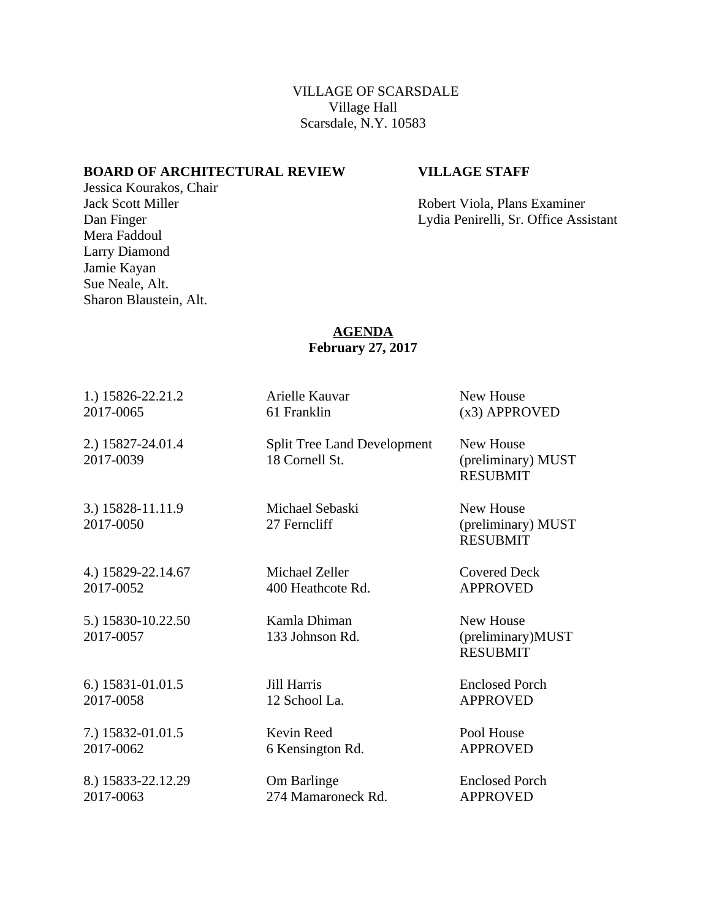VILLAGE OF SCARSDALE
Village Hall
Scarsdale, N.Y. 10583

| **BOARD OF ARCHITECTURAL REVIEW** | **VILLAGE STAFF** |
|---|---|
| Jessica Kourakos, Chair | |
| Jack Scott Miller | Robert Viola, Plans Examiner |
| Dan Finger | Lydia Penirelli, Sr. Office Assistant |
| Mera Faddoul | |
| Larry Diamond | |
| Jamie Kayan | |
| Sue Neale, Alt. | |
| Sharon Blaustein, Alt. | |

## AGENDA
**February 27, 2017**

| | | |
|---|---|---|
| 1.) 15826-22.21.2<br>2017-0065 | Arielle Kauvar<br>61 Franklin | New House<br>(x3) APPROVED |
| 2.) 15827-24.01.4<br>2017-0039 | Split Tree Land Development<br>18 Cornell St. | New House<br>(preliminary) MUST RESUBMIT |
| 3.) 15828-11.11.9<br>2017-0050 | Michael Sebaski<br>27 Ferncliff | New House<br>(preliminary) MUST RESUBMIT |
| 4.) 15829-22.14.67<br>2017-0052 | Michael Zeller<br>400 Heathcote Rd. | Covered Deck<br>APPROVED |
| 5.) 15830-10.22.50<br>2017-0057 | Kamla Dhiman<br>133 Johnson Rd. | New House<br>(preliminary)MUST RESUBMIT |
| 6.) 15831-01.01.5<br>2017-0058 | Jill Harris<br>12 School La. | Enclosed Porch<br>APPROVED |
| 7.) 15832-01.01.5<br>2017-0062 | Kevin Reed<br>6 Kensington Rd. | Pool House<br>APPROVED |
| 8.) 15833-22.12.29<br>2017-0063 | Om Barlinge<br>274 Mamaroneck Rd. | Enclosed Porch<br>APPROVED |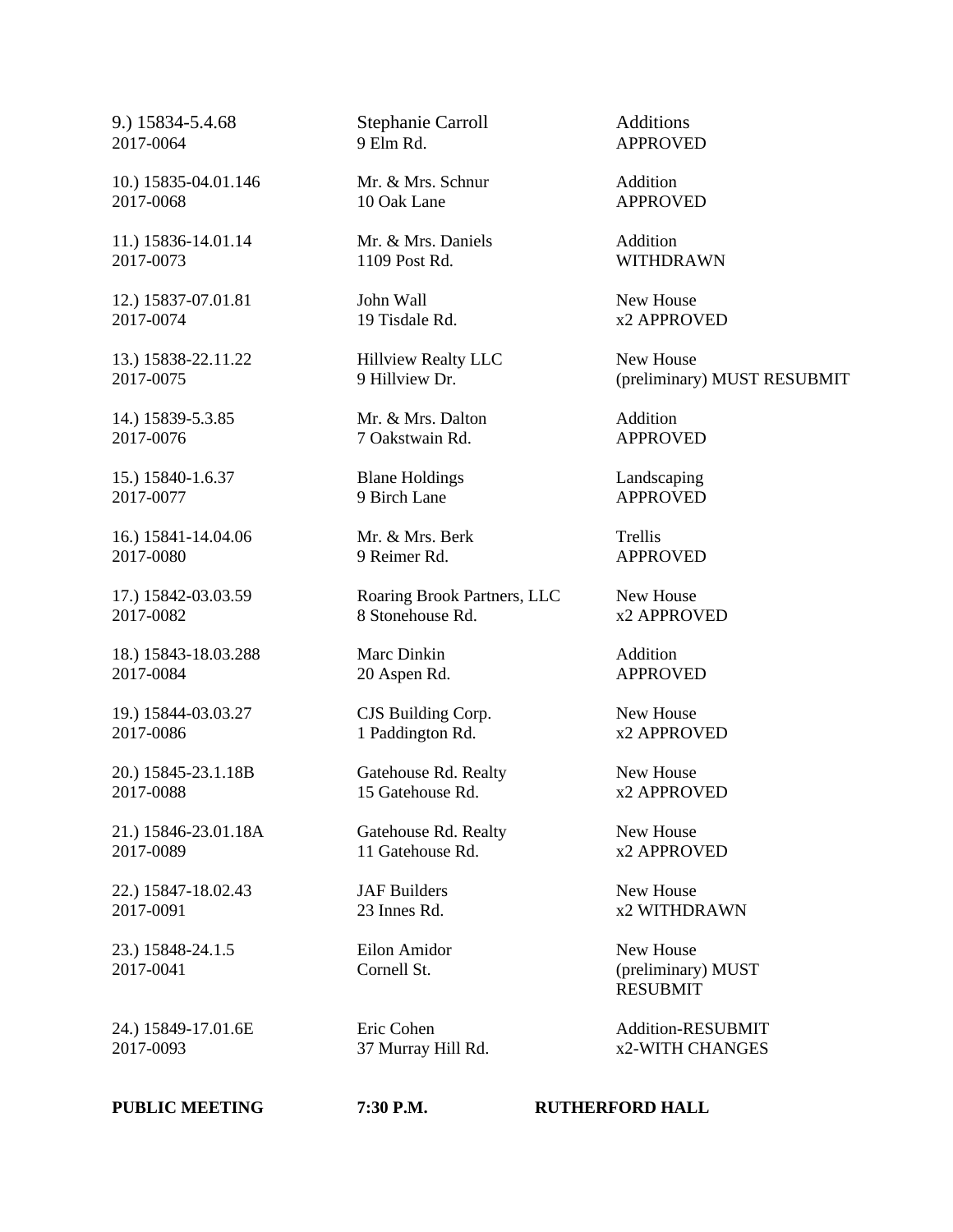| | | |
|---|---|---|
| 9.) 15834-5.4.68<br>2017-0064 | Stephanie Carroll<br>9 Elm Rd. | Additions<br>APPROVED |
| 10.) 15835-04.01.146<br>2017-0068 | Mr. & Mrs. Schnur<br>10 Oak Lane | Addition<br>APPROVED |
| 11.) 15836-14.01.14<br>2017-0073 | Mr. & Mrs. Daniels<br>1109 Post Rd. | Addition<br>WITHDRAWN |
| 12.) 15837-07.01.81<br>2017-0074 | John Wall<br>19 Tisdale Rd. | New House<br>x2 APPROVED |
| 13.) 15838-22.11.22<br>2017-0075 | Hillview Realty LLC<br>9 Hillview Dr. | New House<br>(preliminary) MUST RESUBMIT |
| 14.) 15839-5.3.85<br>2017-0076 | Mr. & Mrs. Dalton<br>7 Oakstwain Rd. | Addition<br>APPROVED |
| 15.) 15840-1.6.37<br>2017-0077 | Blane Holdings<br>9 Birch Lane | Landscaping<br>APPROVED |
| 16.) 15841-14.04.06<br>2017-0080 | Mr. & Mrs. Berk<br>9 Reimer Rd. | Trellis<br>APPROVED |
| 17.) 15842-03.03.59<br>2017-0082 | Roaring Brook Partners, LLC<br>8 Stonehouse Rd. | New House<br>x2 APPROVED |
| 18.) 15843-18.03.288<br>2017-0084 | Marc Dinkin<br>20 Aspen Rd. | Addition<br>APPROVED |
| 19.) 15844-03.03.27<br>2017-0086 | CJS Building Corp.<br>1 Paddington Rd. | New House<br>x2 APPROVED |
| 20.) 15845-23.1.18B<br>2017-0088 | Gatehouse Rd. Realty<br>15 Gatehouse Rd. | New House<br>x2 APPROVED |
| 21.) 15846-23.01.18A<br>2017-0089 | Gatehouse Rd. Realty<br>11 Gatehouse Rd. | New House<br>x2 APPROVED |
| 22.) 15847-18.02.43<br>2017-0091 | JAF Builders<br>23 Innes Rd. | New House<br>x2 WITHDRAWN |
| 23.) 15848-24.1.5<br>2017-0041 | Eilon Amidor<br>Cornell St. | New House<br>(preliminary) MUST RESUBMIT |
| 24.) 15849-17.01.6E<br>2017-0093 | Eric Cohen<br>37 Murray Hill Rd. | Addition-RESUBMIT<br>x2-WITH CHANGES |

**PUBLIC MEETING** **7:30 P.M.** **RUTHERFORD HALL**